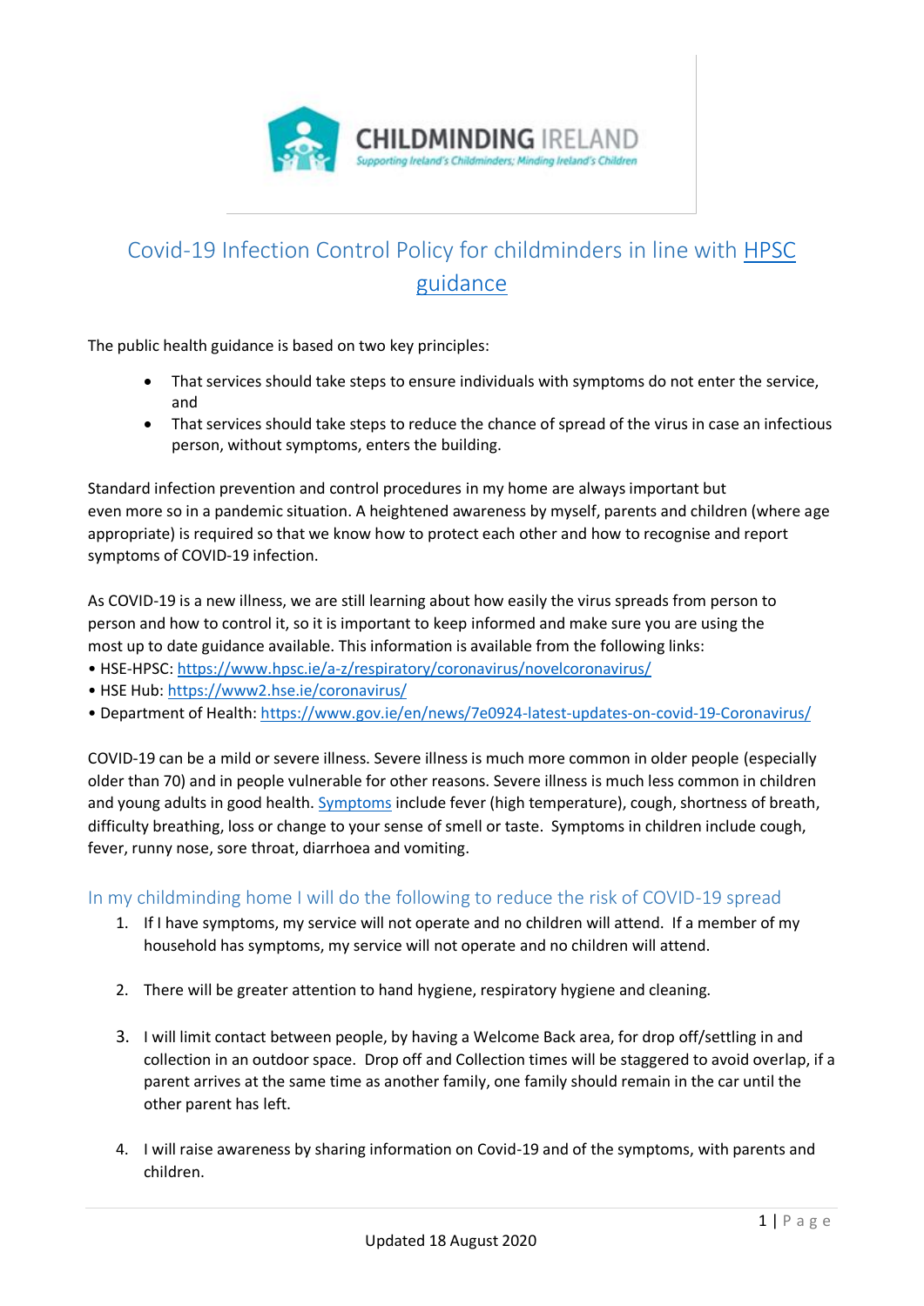CHILDMINDING IRELAND

Supporting Ireland's Childminders; Minding Ireland's Children

# Covid-19 Infection Control Policy for childminders in line with HPSC guidance

The public health guidance is based on two key principles:

- That services should take steps to ensure individuals with symptoms do not enter the service, and
- That services should take steps to reduce the chance of spread of the virus in case an infectious person, without symptoms, enters the building.

Standard infection prevention and control procedures in my home are always important but even more so in a pandemic situation. A heightened awareness by myself, parents and children (where age appropriate) is required so that we know how to protect each other and how to recognise and report symptoms of COVID-19 infection.

As COVID-19 is a new illness, we are still learning about how easily the virus spreads from person to person and how to control it, so it is important to keep informed and make sure you are using the most up to date guidance available. This information is available from the following links:

- HSE-HPSC: https://www.hpsc.ie/a-z/respiratory/coronavirus/novelcoronavirus/
- HSE Hub: https://www2.hse.ie/coronavirus/
- Department of Health: https://www.gov.ie/en/news/7e0924-latest-updates-on-covid-19-Coronavirus/

COVID-19 can be a mild or severe illness. Severe illness is much more common in older people (especially older than 70) and in people vulnerable for other reasons. Severe illness is much less common in children and young adults in good health. Symptoms include fever (high temperature), cough, shortness of breath, difficulty breathing, loss or change to your sense of smell or taste. Symptoms in children include cough, fever, runny nose, sore throat, diarrhoea and vomiting.

## In my childminding home I will do the following to reduce the risk of COVID-19 spread

1. If I have symptoms, my service will not operate and no children will attend. If a member of my household has symptoms, my service will not operate and no children will attend.

2. There will be greater attention to hand hygiene, respiratory hygiene and cleaning.

3. I will limit contact between people, by having a Welcome Back area, for drop off/settling in and collection in an outdoor space. Drop off and Collection times will be staggered to avoid overlap, if a parent arrives at the same time as another family, one family should remain in the car until the other parent has left.

4. I will raise awareness by sharing information on Covid-19 and of the symptoms, with parents and children.

Updated 18 August 2020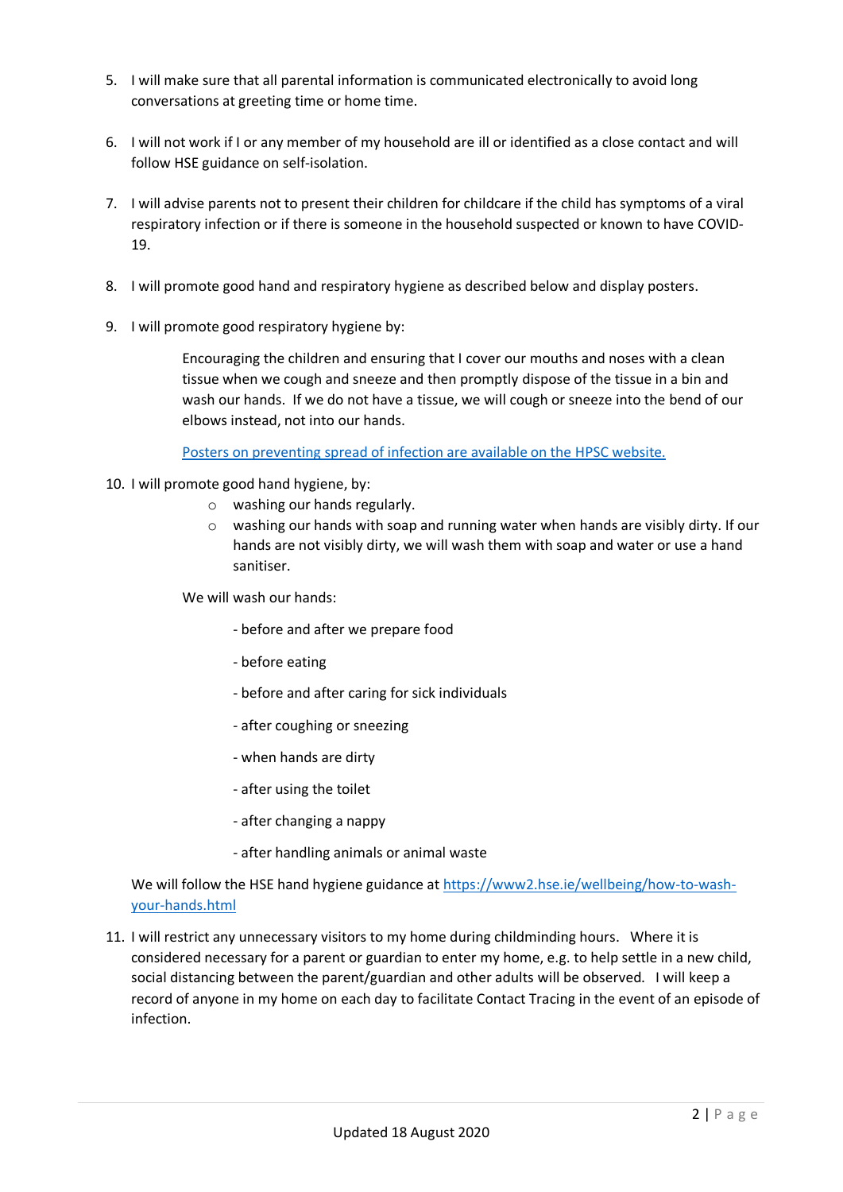5. I will make sure that all parental information is communicated electronically to avoid long conversations at greeting time or home time.

6. I will not work if I or any member of my household are ill or identified as a close contact and will follow HSE guidance on self-isolation.

7. I will advise parents not to present their children for childcare if the child has symptoms of a viral respiratory infection or if there is someone in the household suspected or known to have COVID-19.

8. I will promote good hand and respiratory hygiene as described below and display posters.

9. I will promote good respiratory hygiene by:

   Encouraging the children and ensuring that I cover our mouths and noses with a clean tissue when we cough and sneeze and then promptly dispose of the tissue in a bin and wash our hands. If we do not have a tissue, we will cough or sneeze into the bend of our elbows instead, not into our hands.

   [Posters on preventing spread of infection are available on the HPSC website.]

10. I will promote good hand hygiene, by:
    - washing our hands regularly.
    - washing our hands with soap and running water when hands are visibly dirty. If our hands are not visibly dirty, we will wash them with soap and water or use a hand sanitiser.

    We will wash our hands:

    - before and after we prepare food
    - before eating
    - before and after caring for sick individuals
    - after coughing or sneezing
    - when hands are dirty
    - after using the toilet
    - after changing a nappy
    - after handling animals or animal waste

    We will follow the HSE hand hygiene guidance at https://www2.hse.ie/wellbeing/how-to-wash-your-hands.html

11. I will restrict any unnecessary visitors to my home during childminding hours. Where it is considered necessary for a parent or guardian to enter my home, e.g. to help settle in a new child, social distancing between the parent/guardian and other adults will be observed. I will keep a record of anyone in my home on each day to facilitate Contact Tracing in the event of an episode of infection.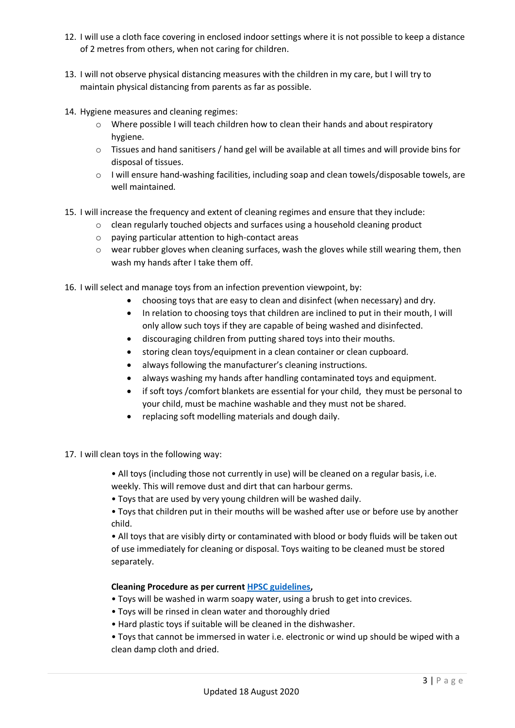12. I will use a cloth face covering in enclosed indoor settings where it is not possible to keep a distance of 2 metres from others, when not caring for children.

13. I will not observe physical distancing measures with the children in my care, but I will try to maintain physical distancing from parents as far as possible.

14. Hygiene measures and cleaning regimes:
    - Where possible I will teach children how to clean their hands and about respiratory hygiene.
    - Tissues and hand sanitisers / hand gel will be available at all times and will provide bins for disposal of tissues.
    - I will ensure hand-washing facilities, including soap and clean towels/disposable towels, are well maintained.

15. I will increase the frequency and extent of cleaning regimes and ensure that they include:
    - clean regularly touched objects and surfaces using a household cleaning product
    - paying particular attention to high-contact areas
    - wear rubber gloves when cleaning surfaces, wash the gloves while still wearing them, then wash my hands after I take them off.

16. I will select and manage toys from an infection prevention viewpoint, by:
    - choosing toys that are easy to clean and disinfect (when necessary) and dry.
    - In relation to choosing toys that children are inclined to put in their mouth, I will only allow such toys if they are capable of being washed and disinfected.
    - discouraging children from putting shared toys into their mouths.
    - storing clean toys/equipment in a clean container or clean cupboard.
    - always following the manufacturer's cleaning instructions.
    - always washing my hands after handling contaminated toys and equipment.
    - if soft toys /comfort blankets are essential for your child, they must be personal to your child, must be machine washable and they must not be shared.
    - replacing soft modelling materials and dough daily.

17. I will clean toys in the following way:

    • All toys (including those not currently in use) will be cleaned on a regular basis, i.e. weekly. This will remove dust and dirt that can harbour germs.
    • Toys that are used by very young children will be washed daily.
    • Toys that children put in their mouths will be washed after use or before use by another child.
    • All toys that are visibly dirty or contaminated with blood or body fluids will be taken out of use immediately for cleaning or disposal. Toys waiting to be cleaned must be stored separately.

    **Cleaning Procedure as per current HPSC guidelines,**
    • Toys will be washed in warm soapy water, using a brush to get into crevices.
    • Toys will be rinsed in clean water and thoroughly dried
    • Hard plastic toys if suitable will be cleaned in the dishwasher.
    • Toys that cannot be immersed in water i.e. electronic or wind up should be wiped with a clean damp cloth and dried.

Updated 18 August 2020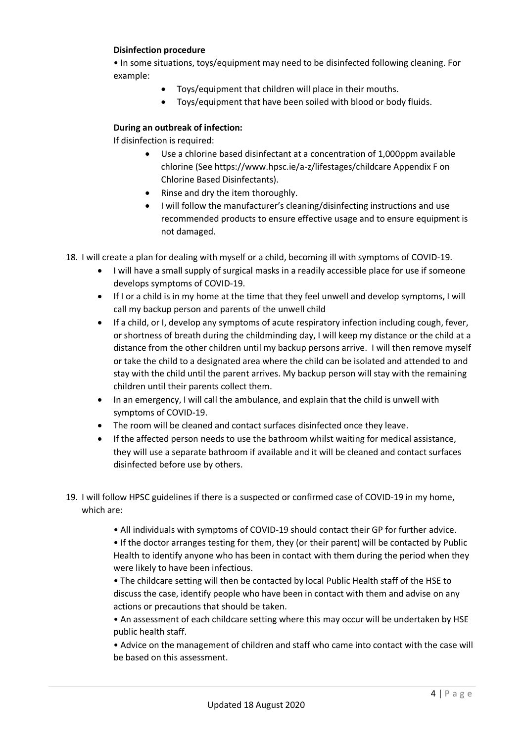**Disinfection procedure**

• In some situations, toys/equipment may need to be disinfected following cleaning. For example:

- Toys/equipment that children will place in their mouths.
- Toys/equipment that have been soiled with blood or body fluids.

**During an outbreak of infection:**

If disinfection is required:

- Use a chlorine based disinfectant at a concentration of 1,000ppm available chlorine (See https://www.hpsc.ie/a-z/lifestages/childcare Appendix F on Chlorine Based Disinfectants).
- Rinse and dry the item thoroughly.
- I will follow the manufacturer's cleaning/disinfecting instructions and use recommended products to ensure effective usage and to ensure equipment is not damaged.

18. I will create a plan for dealing with myself or a child, becoming ill with symptoms of COVID-19.
    - I will have a small supply of surgical masks in a readily accessible place for use if someone develops symptoms of COVID-19.
    - If I or a child is in my home at the time that they feel unwell and develop symptoms, I will call my backup person and parents of the unwell child
    - If a child, or I, develop any symptoms of acute respiratory infection including cough, fever, or shortness of breath during the childminding day, I will keep my distance or the child at a distance from the other children until my backup persons arrive. I will then remove myself or take the child to a designated area where the child can be isolated and attended to and stay with the child until the parent arrives. My backup person will stay with the remaining children until their parents collect them.
    - In an emergency, I will call the ambulance, and explain that the child is unwell with symptoms of COVID-19.
    - The room will be cleaned and contact surfaces disinfected once they leave.
    - If the affected person needs to use the bathroom whilst waiting for medical assistance, they will use a separate bathroom if available and it will be cleaned and contact surfaces disinfected before use by others.

19. I will follow HPSC guidelines if there is a suspected or confirmed case of COVID-19 in my home, which are:

    • All individuals with symptoms of COVID-19 should contact their GP for further advice.

    • If the doctor arranges testing for them, they (or their parent) will be contacted by Public Health to identify anyone who has been in contact with them during the period when they were likely to have been infectious.

    • The childcare setting will then be contacted by local Public Health staff of the HSE to discuss the case, identify people who have been in contact with them and advise on any actions or precautions that should be taken.

    • An assessment of each childcare setting where this may occur will be undertaken by HSE public health staff.

    • Advice on the management of children and staff who came into contact with the case will be based on this assessment.

Updated 18 August 2020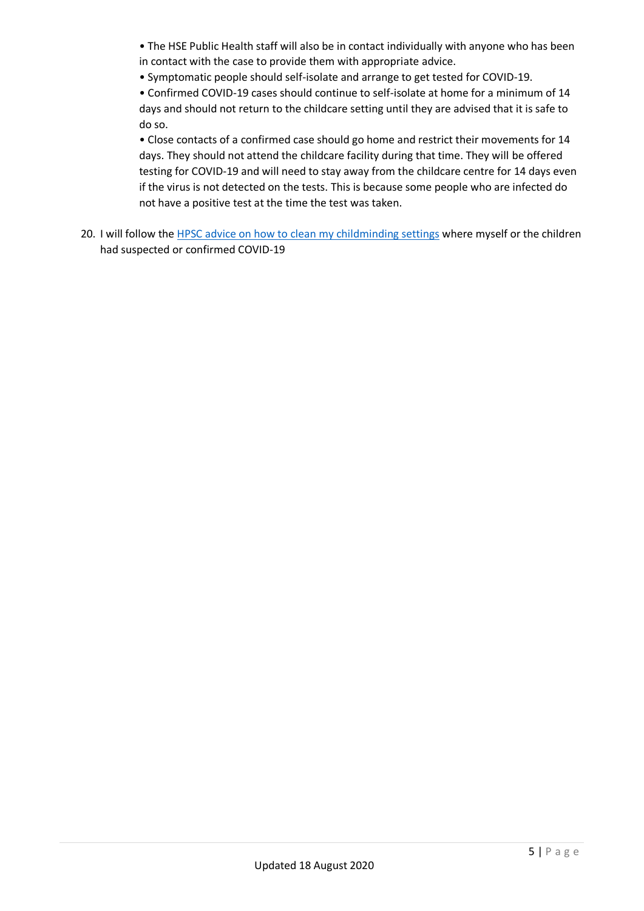- The HSE Public Health staff will also be in contact individually with anyone who has been in contact with the case to provide them with appropriate advice.
- Symptomatic people should self-isolate and arrange to get tested for COVID-19.
- Confirmed COVID-19 cases should continue to self-isolate at home for a minimum of 14 days and should not return to the childcare setting until they are advised that it is safe to do so.
- Close contacts of a confirmed case should go home and restrict their movements for 14 days. They should not attend the childcare facility during that time. They will be offered testing for COVID-19 and will need to stay away from the childcare centre for 14 days even if the virus is not detected on the tests. This is because some people who are infected do not have a positive test at the time the test was taken.

20. I will follow the HPSC advice on how to clean my childminding settings where myself or the children had suspected or confirmed COVID-19

Updated 18 August 2020